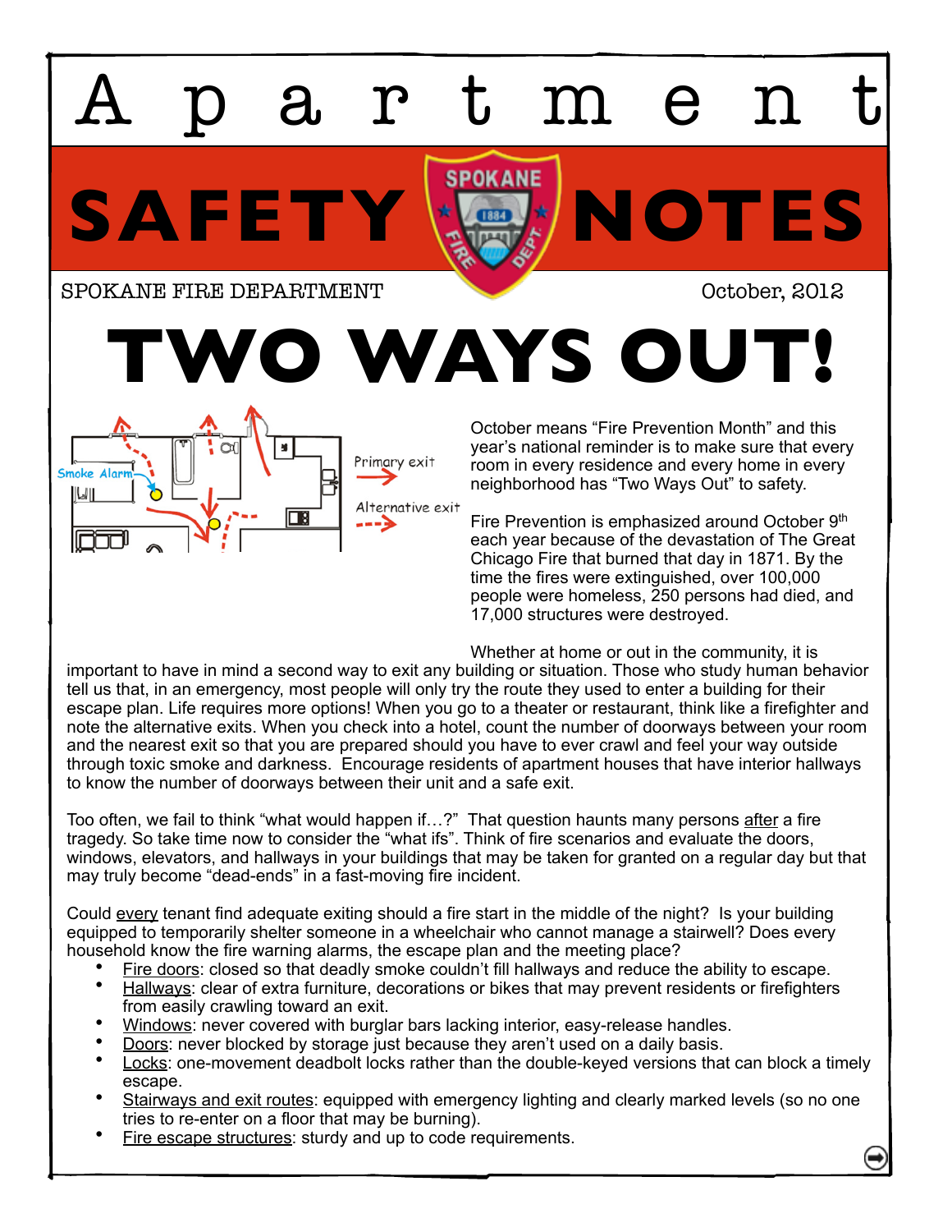# Apartment

# SAFETY NOTES

SPOKANE FIRE DEPARTMENT

October, 2012

# TWO WAYS OUT!

Primary exit

Alternative exit

October means "Fire Prevention Month" and this year's national reminder is to make sure that every room in every residence and every home in every neighborhood has "Two Ways Out" to safety.

Fire Prevention is emphasized around October 9th each year because of the devastation of The Great Chicago Fire that burned that day in 1871. By the time the fires were extinguished, over 100,000 people were homeless, 250 persons had died, and 17,000 structures were destroyed.

Whether at home or out in the community, it is important to have in mind a second way to exit any building or situation. Those who study human behavior tell us that, in an emergency, most people will only try the route they used to enter a building for their escape plan. Life requires more options! When you go to a theater or restaurant, think like a firefighter and note the alternative exits. When you check into a hotel, count the number of doorways between your room and the nearest exit so that you are prepared should you have to ever crawl and feel your way outside through toxic smoke and darkness. Encourage residents of apartment houses that have interior hallways to know the number of doorways between their unit and a safe exit.

Too often, we fail to think "what would happen if…?" That question haunts many persons after a fire tragedy. So take time now to consider the "what ifs". Think of fire scenarios and evaluate the doors, windows, elevators, and hallways in your buildings that may be taken for granted on a regular day but that may truly become "dead-ends" in a fast-moving fire incident.

Could every tenant find adequate exiting should a fire start in the middle of the night? Is your building equipped to temporarily shelter someone in a wheelchair who cannot manage a stairwell? Does every household know the fire warning alarms, the escape plan and the meeting place?

- Fire doors: closed so that deadly smoke couldn't fill hallways and reduce the ability to escape.
- Hallways: clear of extra furniture, decorations or bikes that may prevent residents or firefighters from easily crawling toward an exit.
- Windows: never covered with burglar bars lacking interior, easy-release handles.
- Doors: never blocked by storage just because they aren't used on a daily basis.
- Locks: one-movement deadbolt locks rather than the double-keyed versions that can block a timely escape.
- Stairways and exit routes: equipped with emergency lighting and clearly marked levels (so no one tries to re-enter on a floor that may be burning).
- Fire escape structures: sturdy and up to code requirements.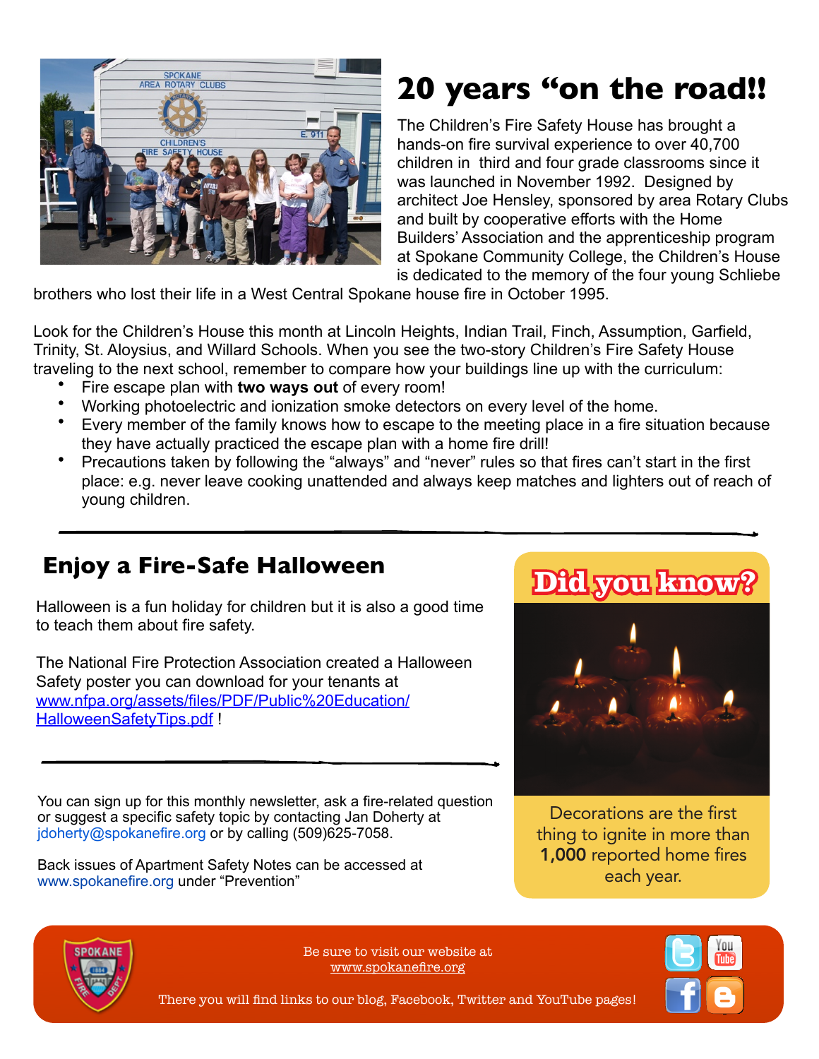## 20 years "on the road!!

The Children's Fire Safety House has brought a hands-on fire survival experience to over 40,700 children in third and four grade classrooms since it was launched in November 1992. Designed by architect Joe Hensley, sponsored by area Rotary Clubs and built by cooperative efforts with the Home Builders' Association and the apprenticeship program at Spokane Community College, the Children's House is dedicated to the memory of the four young Schliebe brothers who lost their life in a West Central Spokane house fire in October 1995.

Look for the Children's House this month at Lincoln Heights, Indian Trail, Finch, Assumption, Garfield, Trinity, St. Aloysius, and Willard Schools. When you see the two-story Children's Fire Safety House traveling to the next school, remember to compare how your buildings line up with the curriculum:

- Fire escape plan with **two ways out** of every room!
- Working photoelectric and ionization smoke detectors on every level of the home.
- Every member of the family knows how to escape to the meeting place in a fire situation because they have actually practiced the escape plan with a home fire drill!
- Precautions taken by following the "always" and "never" rules so that fires can't start in the first place: e.g. never leave cooking unattended and always keep matches and lighters out of reach of young children.

---

## Enjoy a Fire-Safe Halloween

Halloween is a fun holiday for children but it is also a good time to teach them about fire safety.

The National Fire Protection Association created a Halloween Safety poster you can download for your tenants at www.nfpa.org/assets/files/PDF/Public%20Education/HalloweenSafetyTips.pdf !

---

You can sign up for this monthly newsletter, ask a fire-related question or suggest a specific safety topic by contacting Jan Doherty at jdoherty@spokanefire.org or by calling (509)625-7058.

Back issues of Apartment Safety Notes can be accessed at www.spokanefire.org under "Prevention"

### Did you know?

Decorations are the first thing to ignite in more than **1,000** reported home fires each year.

Be sure to visit our website at www.spokanefire.org

There you will find links to our blog, Facebook, Twitter and YouTube pages!